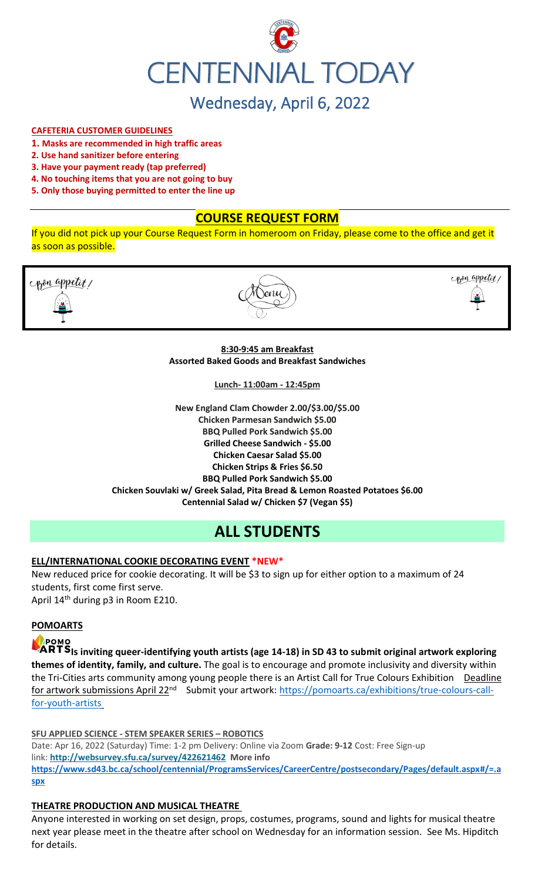# CENTENNIAL TODAY

## Wednesday, April 6, 2022

**CAFETERIA CUSTOMER GUIDELINES**

1. **Masks are recommended in high traffic areas**
2. **Use hand sanitizer before entering**
3. **Have your payment ready (tap preferred)**
4. **No touching items that you are not going to buy**
5. **Only those buying permitted to enter the line up**

## COURSE REQUEST FORM

If you did not pick up your Course Request Form in homeroom on Friday, please come to the office and get it as soon as possible.

Bon appetit! Menu Bon appetit!

**8:30-9:45 am Breakfast**
**Assorted Baked Goods and Breakfast Sandwiches**

**Lunch- 11:00am - 12:45pm**

**New England Clam Chowder 2.00/$3.00/$5.00**
**Chicken Parmesan Sandwich $5.00**
**BBQ Pulled Pork Sandwich $5.00**
**Grilled Cheese Sandwich - $5.00**
**Chicken Caesar Salad $5.00**
**Chicken Strips & Fries $6.50**
**BBQ Pulled Pork Sandwich $5.00**
**Chicken Souvlaki w/ Greek Salad, Pita Bread & Lemon Roasted Potatoes $6.00**
**Centennial Salad w/ Chicken $7 (Vegan $5)**

# ALL STUDENTS

**ELL/INTERNATIONAL COOKIE DECORATING EVENT \*NEW\***

New reduced price for cookie decorating. It will be $3 to sign up for either option to a maximum of 24 students, first come first serve.
April 14th during p3 in Room E210.

**POMOARTS**

POMO ARTS **Is inviting queer-identifying youth artists (age 14-18) in SD 43 to submit original artwork exploring themes of identity, family, and culture.** The goal is to encourage and promote inclusivity and diversity within the Tri-Cities arts community among young people there is an Artist Call for True Colours Exhibition Deadline for artwork submissions April 22nd Submit your artwork: https://pomoarts.ca/exhibitions/true-colours-call-for-youth-artists

**SFU APPLIED SCIENCE - STEM SPEAKER SERIES – ROBOTICS**

Date: Apr 16, 2022 (Saturday) Time: 1-2 pm Delivery: Online via Zoom **Grade: 9-12** Cost: Free Sign-up link: **http://websurvey.sfu.ca/survey/422621462** **More info** **https://www.sd43.bc.ca/school/centennial/ProgramsServices/CareerCentre/postsecondary/Pages/default.aspx#/=.aspx**

**THEATRE PRODUCTION AND MUSICAL THEATRE**

Anyone interested in working on set design, props, costumes, programs, sound and lights for musical theatre next year please meet in the theatre after school on Wednesday for an information session. See Ms. Hipditch for details.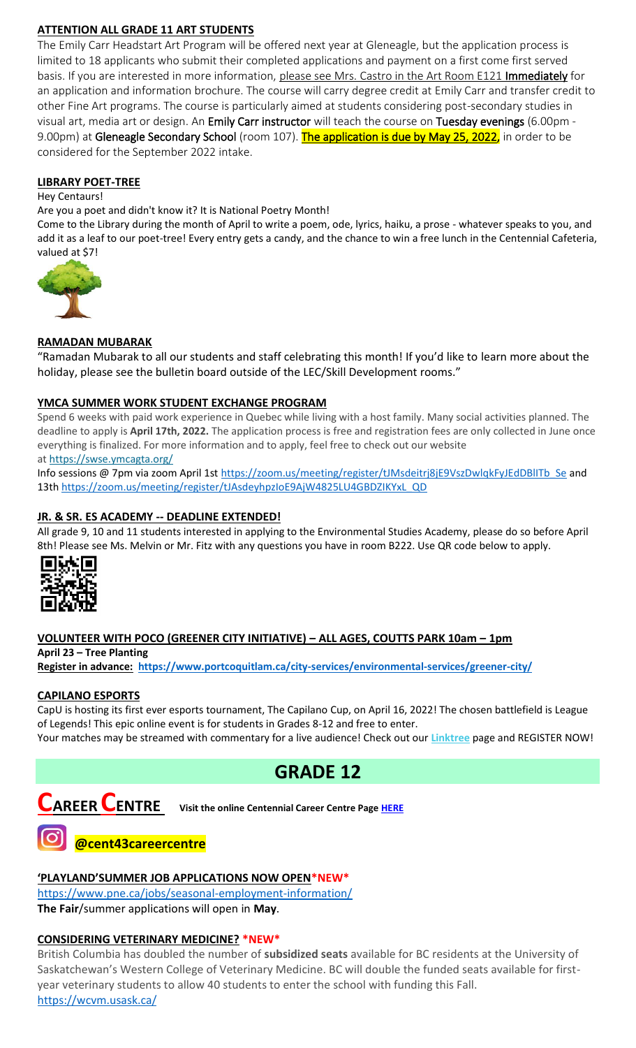## **ATTENTION ALL GRADE 11 ART STUDENTS**

The Emily Carr Headstart Art Program will be offered next year at Gleneagle, but the application process is limited to 18 applicants who submit their completed applications and payment on a first come first served basis. If you are interested in more information, please see Mrs. Castro in the Art Room E121 **Immediately** for an application and information brochure. The course will carry degree credit at Emily Carr and transfer credit to other Fine Art programs. The course is particularly aimed at students considering post-secondary studies in visual art, media art or design. An Emily Carr instructor will teach the course on Tuesday evenings (6.00pm - 9.00pm) at Gleneagle Secondary School (room 107). **The application is due by May 25, 2022,** in order to be considered for the September 2022 intake.

## **LIBRARY POET-TREE**

Hey Centaurs!

Are you a poet and didn't know it? It is National Poetry Month!

Come to the Library during the month of April to write a poem, ode, lyrics, haiku, a prose - whatever speaks to you, and add it as a leaf to our poet-tree! Every entry gets a candy, and the chance to win a free lunch in the Centennial Cafeteria, valued at $7!

## **RAMADAN MUBARAK**

"Ramadan Mubarak to all our students and staff celebrating this month! If you'd like to learn more about the holiday, please see the bulletin board outside of the LEC/Skill Development rooms."

## **YMCA SUMMER WORK STUDENT EXCHANGE PROGRAM**

Spend 6 weeks with paid work experience in Quebec while living with a host family. Many social activities planned. The deadline to apply is **April 17th, 2022.** The application process is free and registration fees are only collected in June once everything is finalized. For more information and to apply, feel free to check out our website at https://swse.ymcagta.org/

Info sessions @ 7pm via zoom April 1st https://zoom.us/meeting/register/tJMsdeitrj8jE9VszDwlqkFyJEdDBlITb_Se and 13th https://zoom.us/meeting/register/tJAsdeyhpzIoE9AjW4825LU4GBDZIKYxL_QD

## **JR. & SR. ES ACADEMY -- DEADLINE EXTENDED!**

All grade 9, 10 and 11 students interested in applying to the Environmental Studies Academy, please do so before April 8th! Please see Ms. Melvin or Mr. Fitz with any questions you have in room B222. Use QR code below to apply.

## **VOLUNTEER WITH POCO (GREENER CITY INITIATIVE) – ALL AGES, COUTTS PARK 10am – 1pm**

**April 23 – Tree Planting**

**Register in advance: https://www.portcoquitlam.ca/city-services/environmental-services/greener-city/**

## **CAPILANO ESPORTS**

CapU is hosting its first ever esports tournament, The Capilano Cup, on April 16, 2022! The chosen battlefield is League of Legends! This epic online event is for students in Grades 8-12 and free to enter.

Your matches may be streamed with commentary for a live audience! Check out our **Linktree** page and REGISTER NOW!

# **GRADE 12**

# **CAREER CENTRE**

**Visit the online Centennial Career Centre Page HERE**

**@cent43careercentre**

## **'PLAYLAND'SUMMER JOB APPLICATIONS NOW OPEN*NEW***

https://www.pne.ca/jobs/seasonal-employment-information/

**The Fair**/summer applications will open in **May**.

## **CONSIDERING VETERINARY MEDICINE? *NEW***

British Columbia has doubled the number of **subsidized seats** available for BC residents at the University of Saskatchewan's Western College of Veterinary Medicine. BC will double the funded seats available for first-year veterinary students to allow 40 students to enter the school with funding this Fall.

https://wcvm.usask.ca/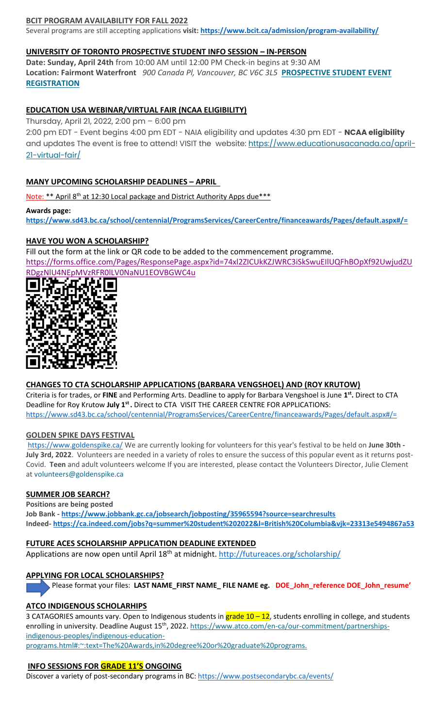**BCIT PROGRAM AVAILABILITY FOR FALL 2022**

Several programs are still accepting applications **visit: https://www.bcit.ca/admission/program-availability/**

**UNIVERSITY OF TORONTO PROSPECTIVE STUDENT INFO SESSION – IN-PERSON**

**Date: Sunday, April 24th** from 10:00 AM until 12:00 PM Check-in begins at 9:30 AM
**Location: Fairmont Waterfront** *900 Canada Pl, Vancouver, BC V6C 3L5* **PROSPECTIVE STUDENT EVENT REGISTRATION**

**EDUCATION USA WEBINAR/VIRTUAL FAIR (NCAA ELIGIBILITY)**

Thursday, April 21, 2022, 2:00 pm – 6:00 pm
2:00 pm EDT - Event begins 4:00 pm EDT - NAIA eligibility and updates 4:30 pm EDT - **NCAA eligibility** and updates The event is free to attend! VISIT the website: https://www.educationusacanada.ca/april-21-virtual-fair/

**MANY UPCOMING SCHOLARSHIP DEADLINES – APRIL**

Note: ** April 8th at 12:30 Local package and District Authority Apps due***

**Awards page:**
**https://www.sd43.bc.ca/school/centennial/ProgramsServices/CareerCentre/financeawards/Pages/default.aspx#/=**

**HAVE YOU WON A SCHOLARSHIP?**

Fill out the form at the link or QR code to be added to the commencement programme.
https://forms.office.com/Pages/ResponsePage.aspx?id=74xl2ZICUkKZJWRC3iSkSwuEIlUQFhBOpXf92UwjudZURDgzNlU4NEpMVzRFR0lLV0NaNU1EOVBGWC4u

**CHANGES TO CTA SCHOLARSHIP APPLICATIONS (BARBARA VENGSHOEL) AND (ROY KRUTOW)**

Criteria is for trades, or **FINE** and Performing Arts. Deadline to apply for Barbara Vengshoel is June **1st.** Direct to CTA Deadline for Roy Krutow **July 1st.** Direct to CTA VISIT THE CAREER CENTRE FOR APPLICATIONS:
https://www.sd43.bc.ca/school/centennial/ProgramsServices/CareerCentre/financeawards/Pages/default.aspx#/=

**GOLDEN SPIKE DAYS FESTIVAL**

https://www.goldenspike.ca/ We are currently looking for volunteers for this year's festival to be held on **June 30th - July 3rd, 2022**. Volunteers are needed in a variety of roles to ensure the success of this popular event as it returns post-Covid. **Teen** and adult volunteers welcome If you are interested, please contact the Volunteers Director, Julie Clement at volunteers@goldenspike.ca

**SUMMER JOB SEARCH?**

**Positions are being posted**
**Job Bank - https://www.jobbank.gc.ca/jobsearch/jobposting/35965594?source=searchresults**
**Indeed- https://ca.indeed.com/jobs?q=summer%20student%202022&l=British%20Columbia&vjk=23313e5494867a53**

**FUTURE ACES SCHOLARSHIP APPLICATION DEADLINE EXTENDED**

Applications are now open until April 18th at midnight. http://futureaces.org/scholarship/

**APPLYING FOR LOCAL SCHOLARSHIPS?**

Please format your files: **LAST NAME_FIRST NAME_ FILE NAME eg. DOE_John_reference DOE_John_resume'**

**ATCO INDIGENOUS SCHOLARHIPS**

3 CATAGORIES amounts vary. Open to Indigenous students in grade 10 – 12, students enrolling in college, and students enrolling in university. Deadline August 15th, 2022. https://www.atco.com/en-ca/our-commitment/partnerships-indigenous-peoples/indigenous-education-programs.html#:~:text=The%20Awards,in%20degree%20or%20graduate%20programs.

**INFO SESSIONS FOR GRADE 11'S ONGOING**

Discover a variety of post-secondary programs in BC: https://www.postsecondarybc.ca/events/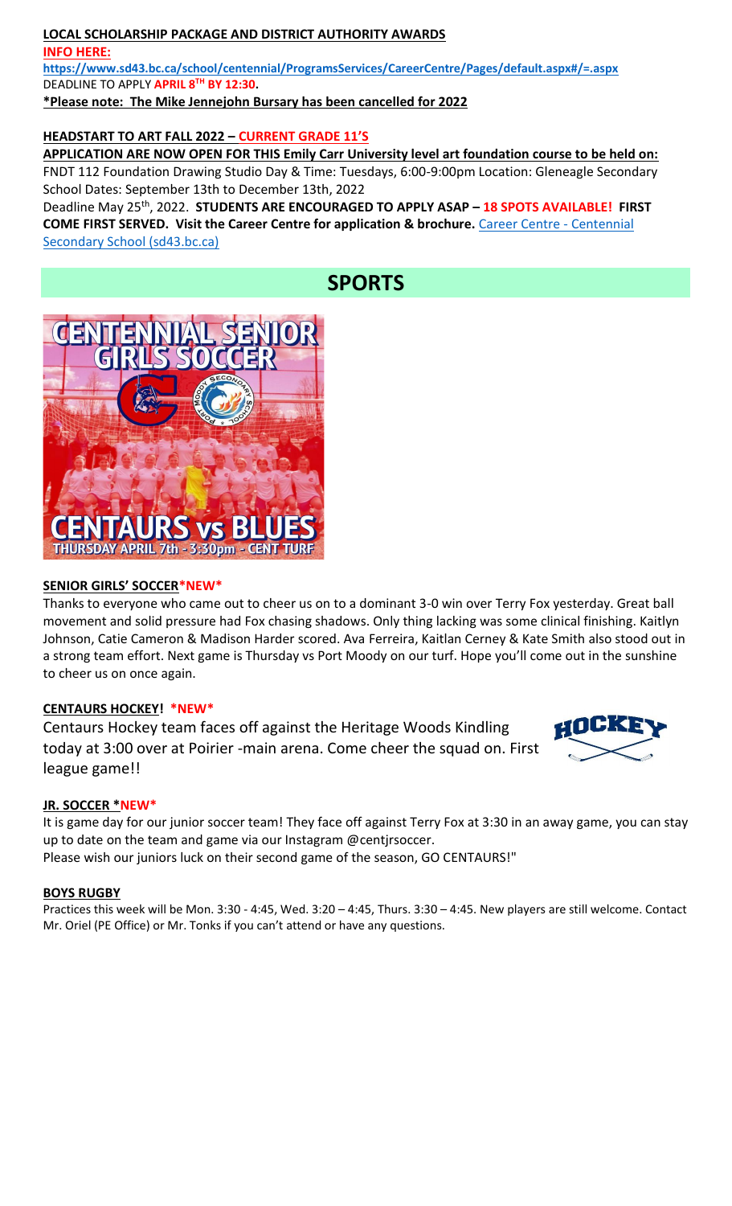**LOCAL SCHOLARSHIP PACKAGE AND DISTRICT AUTHORITY AWARDS**

**INFO HERE:**

**https://www.sd43.bc.ca/school/centennial/ProgramsServices/CareerCentre/Pages/default.aspx#/=.aspx**

DEADLINE TO APPLY **APRIL 8TH BY 12:30.**

**\*Please note: The Mike Jennejohn Bursary has been cancelled for 2022**

**HEADSTART TO ART FALL 2022 – CURRENT GRADE 11'S**

**APPLICATION ARE NOW OPEN FOR THIS Emily Carr University level art foundation course to be held on:** FNDT 112 Foundation Drawing Studio Day & Time: Tuesdays, 6:00-9:00pm Location: Gleneagle Secondary School Dates: September 13th to December 13th, 2022

Deadline May 25th, 2022. **STUDENTS ARE ENCOURAGED TO APPLY ASAP – 18 SPOTS AVAILABLE! FIRST COME FIRST SERVED. Visit the Career Centre for application & brochure.** [Career Centre - Centennial Secondary School (sd43.bc.ca)]

# SPORTS

CENTENNIAL SENIOR GIRLS SOCCER

CENTAURS vs BLUES

THURSDAY APRIL 7th - 3:30pm - CENT TURF

**SENIOR GIRLS' SOCCER\*NEW\***

Thanks to everyone who came out to cheer us on to a dominant 3-0 win over Terry Fox yesterday. Great ball movement and solid pressure had Fox chasing shadows. Only thing lacking was some clinical finishing. Kaitlyn Johnson, Catie Cameron & Madison Harder scored. Ava Ferreira, Kaitlan Cerney & Kate Smith also stood out in a strong team effort. Next game is Thursday vs Port Moody on our turf. Hope you'll come out in the sunshine to cheer us on once again.

**CENTAURS HOCKEY! \*NEW\***

Centaurs Hockey team faces off against the Heritage Woods Kindling today at 3:00 over at Poirier -main arena. Come cheer the squad on. First league game!!

**JR. SOCCER \*NEW\***

It is game day for our junior soccer team! They face off against Terry Fox at 3:30 in an away game, you can stay up to date on the team and game via our Instagram @centjrsoccer.

Please wish our juniors luck on their second game of the season, GO CENTAURS!"

**BOYS RUGBY**

Practices this week will be Mon. 3:30 - 4:45, Wed. 3:20 – 4:45, Thurs. 3:30 – 4:45. New players are still welcome. Contact Mr. Oriel (PE Office) or Mr. Tonks if you can't attend or have any questions.